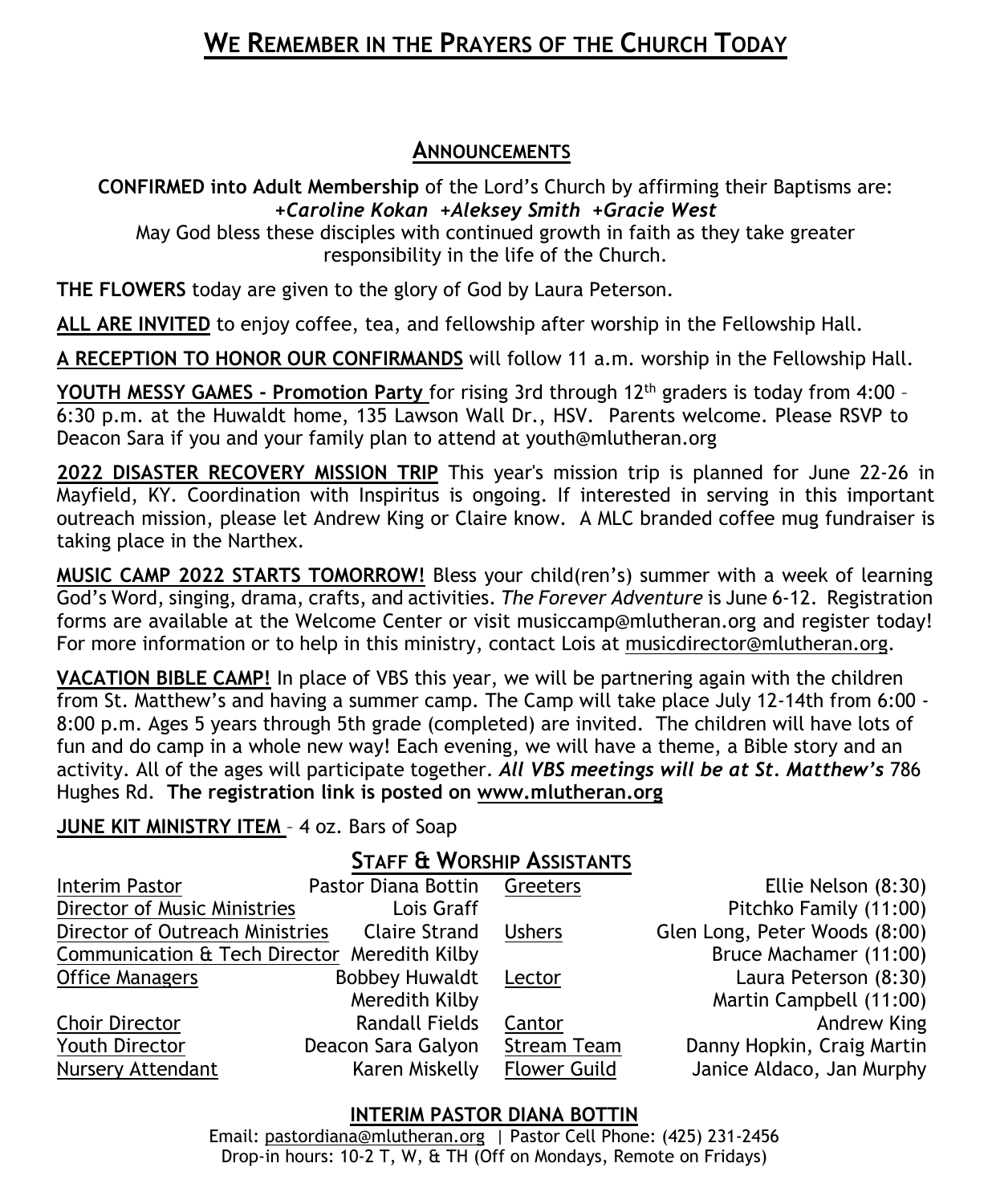# WE REMEMBER IN THE PRAYERS OF THE CHURCH TODAY

## ANNOUNCEMENTS

**CONFIRMED into Adult Membership** of the Lord's Church by affirming their Baptisms are:
***+Caroline Kokan +Aleksey Smith +Gracie West***
May God bless these disciples with continued growth in faith as they take greater responsibility in the life of the Church.

**THE FLOWERS** today are given to the glory of God by Laura Peterson.

**ALL ARE INVITED** to enjoy coffee, tea, and fellowship after worship in the Fellowship Hall.

**A RECEPTION TO HONOR OUR CONFIRMANDS** will follow 11 a.m. worship in the Fellowship Hall.

**YOUTH MESSY GAMES – Promotion Party** for rising 3rd through 12th graders is today from 4:00 – 6:30 p.m. at the Huwaldt home, 135 Lawson Wall Dr., HSV. Parents welcome. Please RSVP to Deacon Sara if you and your family plan to attend at youth@mlutheran.org

**2022 DISASTER RECOVERY MISSION TRIP** This year's mission trip is planned for June 22-26 in Mayfield, KY. Coordination with Inspiritus is ongoing. If interested in serving in this important outreach mission, please let Andrew King or Claire know. A MLC branded coffee mug fundraiser is taking place in the Narthex.

**MUSIC CAMP 2022 STARTS TOMORROW!** Bless your child(ren's) summer with a week of learning God's Word, singing, drama, crafts, and activities. *The Forever Adventure* is June 6-12. Registration forms are available at the Welcome Center or visit musiccamp@mlutheran.org and register today! For more information or to help in this ministry, contact Lois at musicdirector@mlutheran.org.

**VACATION BIBLE CAMP!** In place of VBS this year, we will be partnering again with the children from St. Matthew's and having a summer camp. The Camp will take place July 12-14th from 6:00 - 8:00 p.m. Ages 5 years through 5th grade (completed) are invited. The children will have lots of fun and do camp in a whole new way! Each evening, we will have a theme, a Bible story and an activity. All of the ages will participate together. ***All VBS meetings will be at St. Matthew's*** 786 Hughes Rd. **The registration link is posted on www.mlutheran.org**

**JUNE KIT MINISTRY ITEM** – 4 oz. Bars of Soap

## STAFF & WORSHIP ASSISTANTS

| | | | |
|---|---|---|---|
| Interim Pastor | Pastor Diana Bottin | Greeters | Ellie Nelson (8:30) |
| Director of Music Ministries | Lois Graff | | Pitchko Family (11:00) |
| Director of Outreach Ministries | Claire Strand | Ushers | Glen Long, Peter Woods (8:00) |
| Communication & Tech Director | Meredith Kilby | | Bruce Machamer (11:00) |
| Office Managers | Bobbey Huwaldt | Lector | Laura Peterson (8:30) |
| | Meredith Kilby | | Martin Campbell (11:00) |
| Choir Director | Randall Fields | Cantor | Andrew King |
| Youth Director | Deacon Sara Galyon | Stream Team | Danny Hopkin, Craig Martin |
| Nursery Attendant | Karen Miskelly | Flower Guild | Janice Aldaco, Jan Murphy |

**INTERIM PASTOR DIANA BOTTIN**

Email: pastordiana@mlutheran.org | Pastor Cell Phone: (425) 231-2456
Drop-in hours: 10-2 T, W, & TH (Off on Mondays, Remote on Fridays)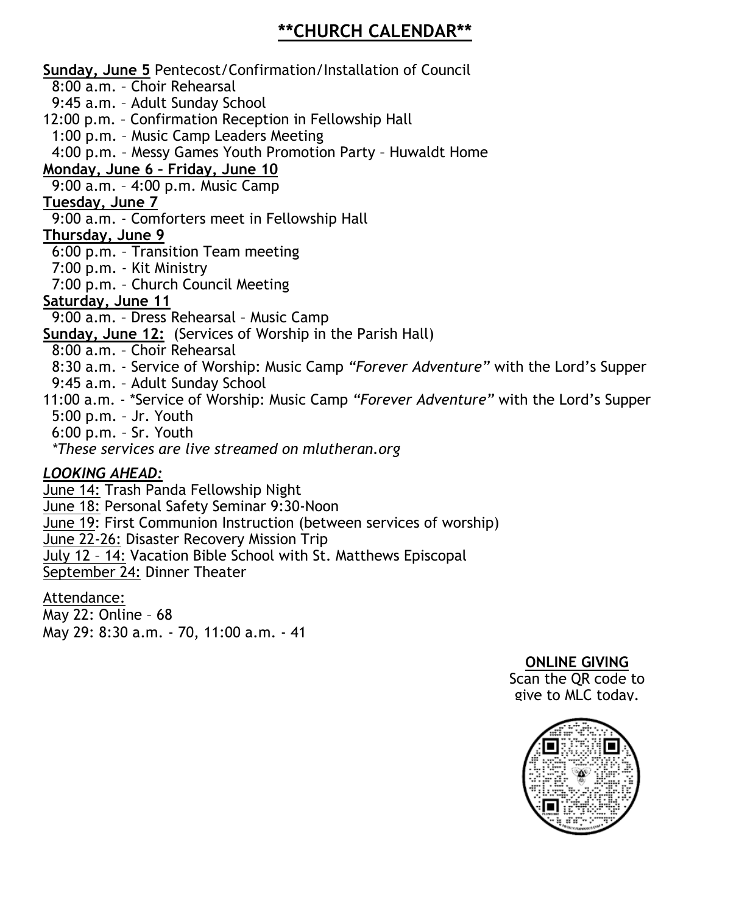# **CHURCH CALENDAR**

**Sunday, June 5** Pentecost/Confirmation/Installation of Council
- 8:00 a.m. – Choir Rehearsal
- 9:45 a.m. – Adult Sunday School
- 12:00 p.m. – Confirmation Reception in Fellowship Hall
- 1:00 p.m. – Music Camp Leaders Meeting
- 4:00 p.m. – Messy Games Youth Promotion Party – Huwaldt Home

**Monday, June 6 – Friday, June 10**
- 9:00 a.m. – 4:00 p.m. Music Camp

**Tuesday, June 7**
- 9:00 a.m. - Comforters meet in Fellowship Hall

**Thursday, June 9**
- 6:00 p.m. – Transition Team meeting
- 7:00 p.m. - Kit Ministry
- 7:00 p.m. – Church Council Meeting

**Saturday, June 11**
- 9:00 a.m. – Dress Rehearsal – Music Camp

**Sunday, June 12:** (Services of Worship in the Parish Hall)
- 8:00 a.m. – Choir Rehearsal
- 8:30 a.m. - Service of Worship: Music Camp *"Forever Adventure"* with the Lord's Supper
- 9:45 a.m. – Adult Sunday School
- 11:00 a.m. - *Service of Worship: Music Camp *"Forever Adventure"* with the Lord's Supper
- 5:00 p.m. – Jr. Youth
- 6:00 p.m. – Sr. Youth

*\*These services are live streamed on mlutheran.org*

***LOOKING AHEAD:***

June 14: Trash Panda Fellowship Night
June 18: Personal Safety Seminar 9:30-Noon
June 19: First Communion Instruction (between services of worship)
June 22-26: Disaster Recovery Mission Trip
July 12 – 14: Vacation Bible School with St. Matthews Episcopal
September 24: Dinner Theater

Attendance:
May 22: Online – 68
May 29: 8:30 a.m. - 70, 11:00 a.m. - 41

**ONLINE GIVING**
Scan the QR code to give to MLC today.